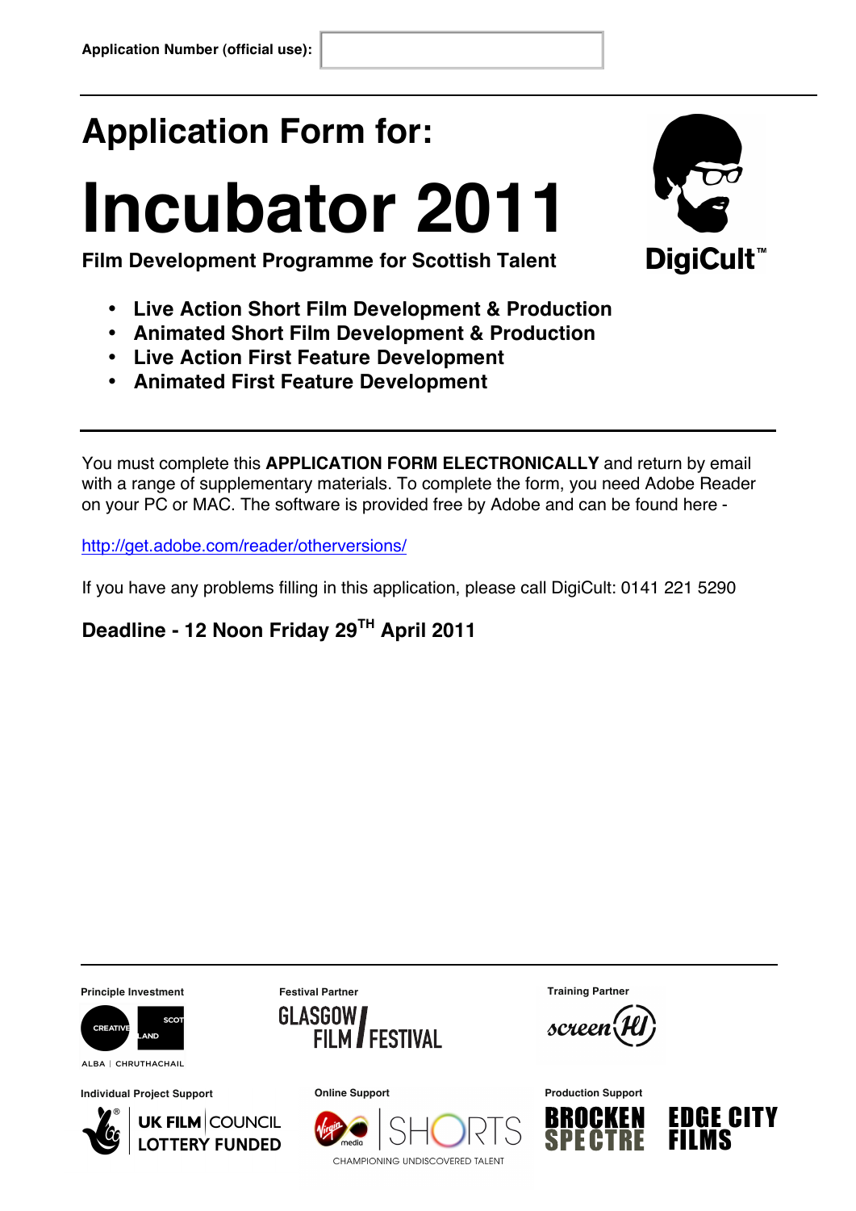Application Number (official use):

# Application Form for:

# Incubator 2011

**Film Development Programme for Scottish Talent**

DigiCult™

- **Live Action Short Film Development & Production**
- **Animated Short Film Development & Production**
- **Live Action First Feature Development**
- **Animated First Feature Development**

You must complete this **APPLICATION FORM ELECTRONICALLY** and return by email with a range of supplementary materials. To complete the form, you need Adobe Reader on your PC or MAC. The software is provided free by Adobe and can be found here -

http://get.adobe.com/reader/otherversions/

If you have any problems filling in this application, please call DigiCult: 0141 221 5290

**Deadline - 12 Noon Friday 29TH April 2011**

Principle Investment: Creative Scotland — Alba | Chruthachail

Festival Partner: Glasgow Film Festival

Training Partner: screen HI

Individual Project Support: UK Film Council Lottery Funded

Online Support: Virgin Media Shorts — Championing Undiscovered Talent

Production Support: Brocken Spectre, Edge City Films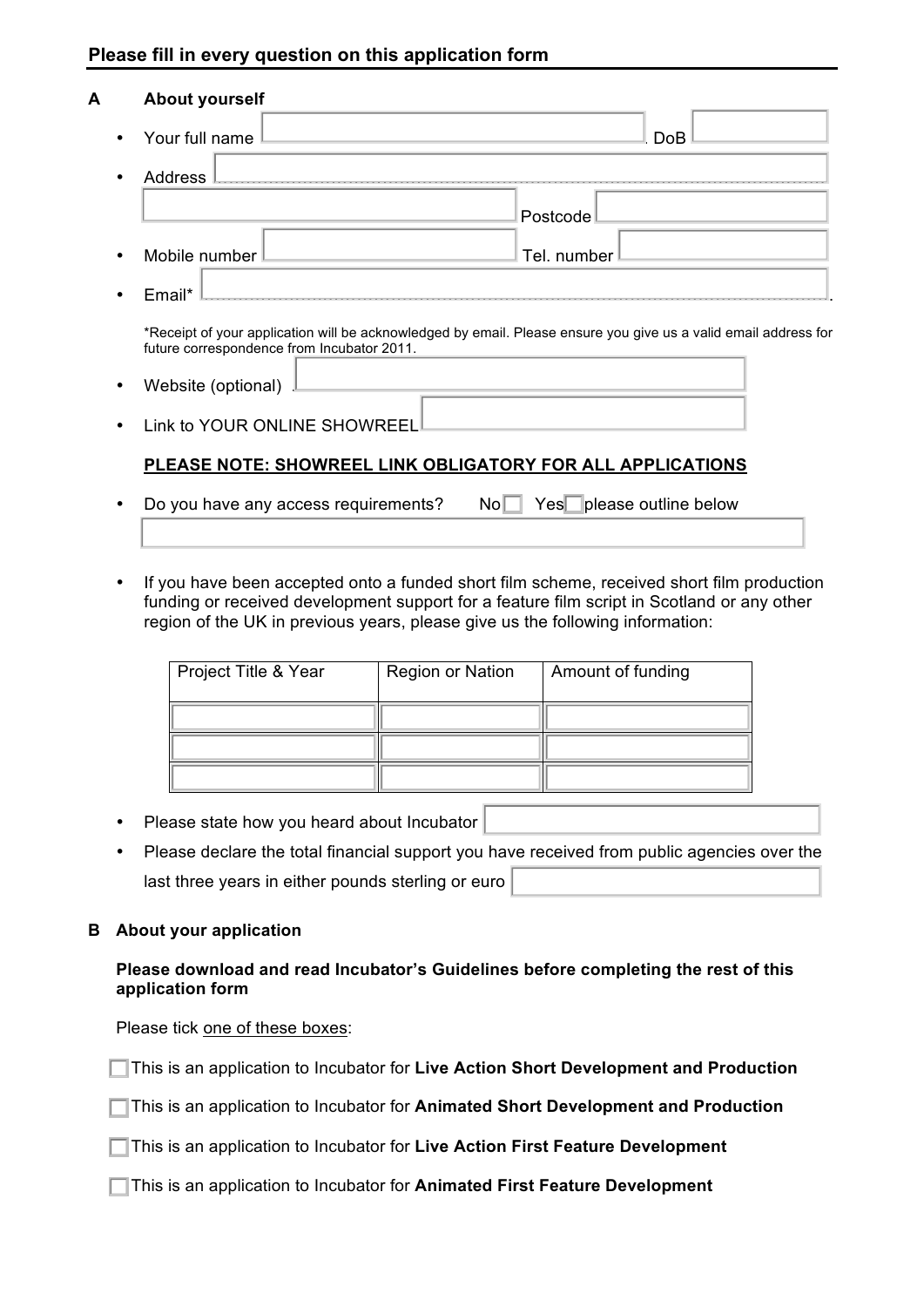**Please fill in every question on this application form**

**A About yourself**

- Your full name DoB
- Address

  Postcode
- Mobile number Tel. number
- Email*

  *Receipt of your application will be acknowledged by email. Please ensure you give us a valid email address for future correspondence from Incubator 2011.

- Website (optional)
- Link to YOUR ONLINE SHOWREEL

  **PLEASE NOTE: SHOWREEL LINK OBLIGATORY FOR ALL APPLICATIONS**

- Do you have any access requirements? No ☐ Yes ☐ please outline below

- If you have been accepted onto a funded short film scheme, received short film production funding or received development support for a feature film script in Scotland or any other region of the UK in previous years, please give us the following information:

| Project Title & Year | Region or Nation | Amount of funding |
|---|---|---|
| | | |
| | | |
| | | |

- Please state how you heard about Incubator
- Please declare the total financial support you have received from public agencies over the last three years in either pounds sterling or euro

**B About your application**

**Please download and read Incubator's Guidelines before completing the rest of this application form**

Please tick one of these boxes:

☐ This is an application to Incubator for **Live Action Short Development and Production**

☐ This is an application to Incubator for **Animated Short Development and Production**

☐ This is an application to Incubator for **Live Action First Feature Development**

☐ This is an application to Incubator for **Animated First Feature Development**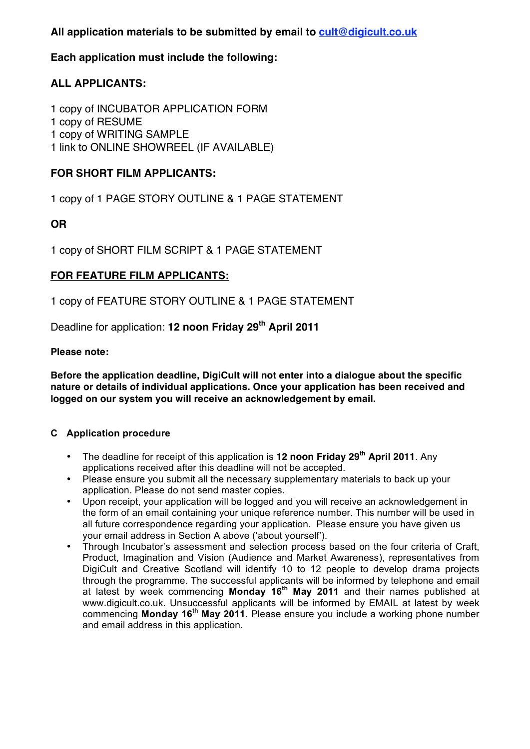**All application materials to be submitted by email to cult@digicult.co.uk**

**Each application must include the following:**

**ALL APPLICANTS:**

1 copy of INCUBATOR APPLICATION FORM
1 copy of RESUME
1 copy of WRITING SAMPLE
1 link to ONLINE SHOWREEL (IF AVAILABLE)

**FOR SHORT FILM APPLICANTS:**

1 copy of 1 PAGE STORY OUTLINE & 1 PAGE STATEMENT

**OR**

1 copy of SHORT FILM SCRIPT & 1 PAGE STATEMENT

**FOR FEATURE FILM APPLICANTS:**

1 copy of FEATURE STORY OUTLINE & 1 PAGE STATEMENT

Deadline for application: **12 noon Friday 29th April 2011**

**Please note:**

**Before the application deadline, DigiCult will not enter into a dialogue about the specific nature or details of individual applications. Once your application has been received and logged on our system you will receive an acknowledgement by email.**

### C Application procedure

- The deadline for receipt of this application is **12 noon Friday 29th April 2011**. Any applications received after this deadline will not be accepted.
- Please ensure you submit all the necessary supplementary materials to back up your application. Please do not send master copies.
- Upon receipt, your application will be logged and you will receive an acknowledgement in the form of an email containing your unique reference number. This number will be used in all future correspondence regarding your application. Please ensure you have given us your email address in Section A above ('about yourself').
- Through Incubator's assessment and selection process based on the four criteria of Craft, Product, Imagination and Vision (Audience and Market Awareness), representatives from DigiCult and Creative Scotland will identify 10 to 12 people to develop drama projects through the programme. The successful applicants will be informed by telephone and email at latest by week commencing **Monday 16th May 2011** and their names published at www.digicult.co.uk. Unsuccessful applicants will be informed by EMAIL at latest by week commencing **Monday 16th May 2011**. Please ensure you include a working phone number and email address in this application.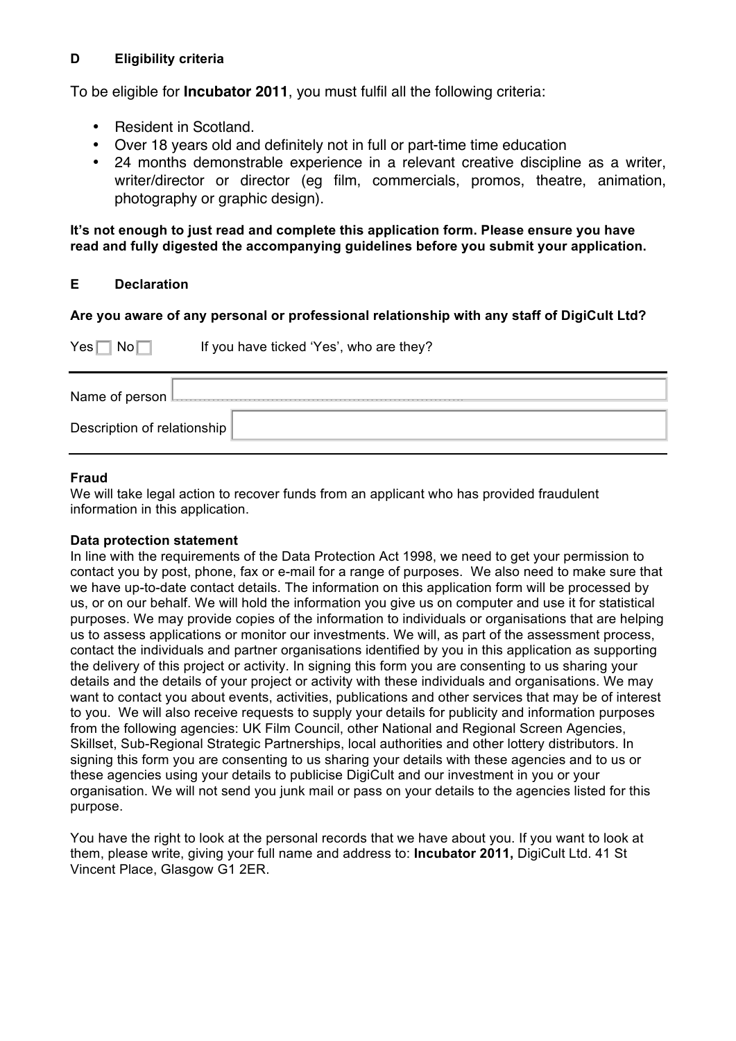## D Eligibility criteria

To be eligible for **Incubator 2011**, you must fulfil all the following criteria:

- Resident in Scotland.
- Over 18 years old and definitely not in full or part-time time education
- 24 months demonstrable experience in a relevant creative discipline as a writer, writer/director or director (eg film, commercials, promos, theatre, animation, photography or graphic design).

**It's not enough to just read and complete this application form. Please ensure you have read and fully digested the accompanying guidelines before you submit your application.**

## E Declaration

**Are you aware of any personal or professional relationship with any staff of DigiCult Ltd?**

Yes ☐ No ☐ If you have ticked 'Yes', who are they?

| | |
|---|---|
| Name of person | |
| Description of relationship | |

**Fraud**

We will take legal action to recover funds from an applicant who has provided fraudulent information in this application.

**Data protection statement**

In line with the requirements of the Data Protection Act 1998, we need to get your permission to contact you by post, phone, fax or e-mail for a range of purposes. We also need to make sure that we have up-to-date contact details. The information on this application form will be processed by us, or on our behalf. We will hold the information you give us on computer and use it for statistical purposes. We may provide copies of the information to individuals or organisations that are helping us to assess applications or monitor our investments. We will, as part of the assessment process, contact the individuals and partner organisations identified by you in this application as supporting the delivery of this project or activity. In signing this form you are consenting to us sharing your details and the details of your project or activity with these individuals and organisations. We may want to contact you about events, activities, publications and other services that may be of interest to you. We will also receive requests to supply your details for publicity and information purposes from the following agencies: UK Film Council, other National and Regional Screen Agencies, Skillset, Sub-Regional Strategic Partnerships, local authorities and other lottery distributors. In signing this form you are consenting to us sharing your details with these agencies and to us or these agencies using your details to publicise DigiCult and our investment in you or your organisation. We will not send you junk mail or pass on your details to the agencies listed for this purpose.

You have the right to look at the personal records that we have about you. If you want to look at them, please write, giving your full name and address to: **Incubator 2011,** DigiCult Ltd. 41 St Vincent Place, Glasgow G1 2ER.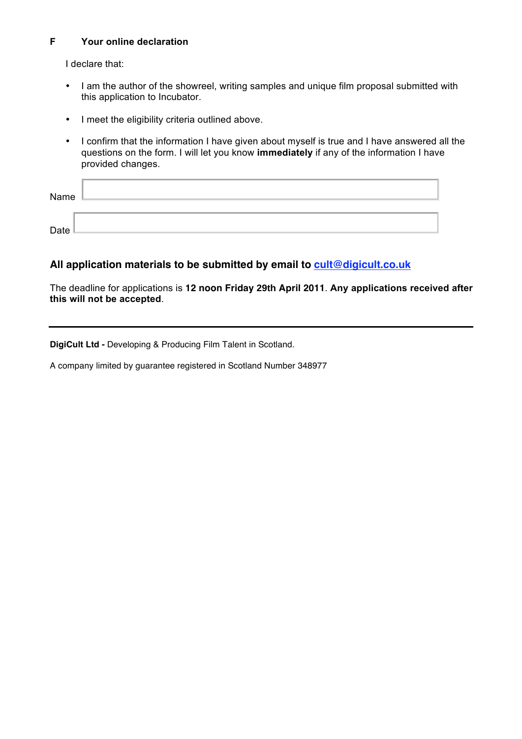## F Your online declaration

I declare that:

- I am the author of the showreel, writing samples and unique film proposal submitted with this application to Incubator.
- I meet the eligibility criteria outlined above.
- I confirm that the information I have given about myself is true and I have answered all the questions on the form. I will let you know **immediately** if any of the information I have provided changes.

Name

Date

### All application materials to be submitted by email to cult@digicult.co.uk

The deadline for applications is **12 noon Friday 29th April 2011**. **Any applications received after this will not be accepted**.

---

**DigiCult Ltd -** Developing & Producing Film Talent in Scotland.

A company limited by guarantee registered in Scotland Number 348977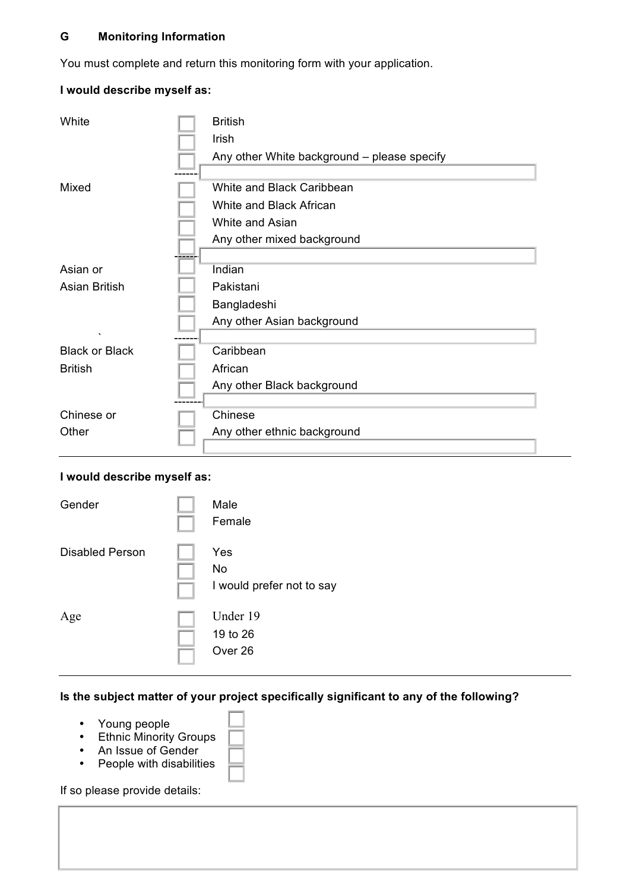## G Monitoring Information

You must complete and return this monitoring form with your application.

**I would describe myself as:**

| | | |
|---|---|---|
| White | ☐ | British |
| | ☐ | Irish |
| | ☐ | Any other White background – please specify |
| | | |
| Mixed | ☐ | White and Black Caribbean |
| | ☐ | White and Black African |
| | ☐ | White and Asian |
| | ☐ | Any other mixed background |
| | | |
| Asian or Asian British | ☐ | Indian |
| | ☐ | Pakistani |
| | ☐ | Bangladeshi |
| | ☐ | Any other Asian background |
| | | |
| Black or Black British | ☐ | Caribbean |
| | ☐ | African |
| | ☐ | Any other Black background |
| | | |
| Chinese or Other | ☐ | Chinese |
| | ☐ | Any other ethnic background |
| | | |

**I would describe myself as:**

| | | |
|---|---|---|
| Gender | ☐ | Male |
| | ☐ | Female |
| Disabled Person | ☐ | Yes |
| | ☐ | No |
| | ☐ | I would prefer not to say |
| Age | ☐ | Under 19 |
| | ☐ | 19 to 26 |
| | ☐ | Over 26 |

**Is the subject matter of your project specifically significant to any of the following?**

- Young people ☐
- Ethnic Minority Groups ☐
- An Issue of Gender ☐
- People with disabilities ☐

If so please provide details: